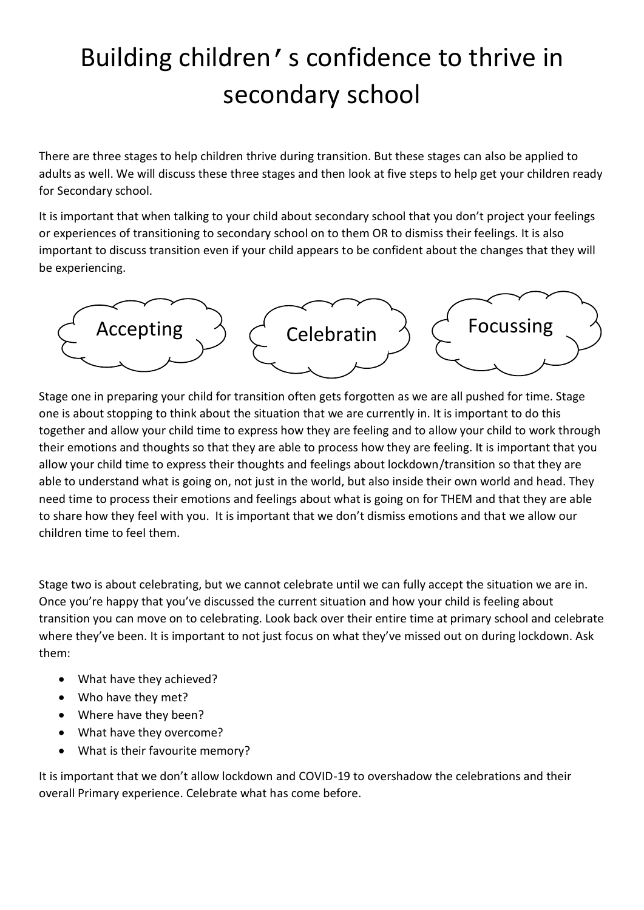# Building children's confidence to thrive in secondary school

There are three stages to help children thrive during transition. But these stages can also be applied to adults as well. We will discuss these three stages and then look at five steps to help get your children ready for Secondary school.

It is important that when talking to your child about secondary school that you don't project your feelings or experiences of transitioning to secondary school on to them OR to dismiss their feelings. It is also important to discuss transition even if your child appears to be confident about the changes that they will be experiencing.

Accepting | Celebratin | Focussing

Stage one in preparing your child for transition often gets forgotten as we are all pushed for time. Stage one is about stopping to think about the situation that we are currently in. It is important to do this together and allow your child time to express how they are feeling and to allow your child to work through their emotions and thoughts so that they are able to process how they are feeling. It is important that you allow your child time to express their thoughts and feelings about lockdown/transition so that they are able to understand what is going on, not just in the world, but also inside their own world and head. They need time to process their emotions and feelings about what is going on for THEM and that they are able to share how they feel with you. It is important that we don't dismiss emotions and that we allow our children time to feel them.

Stage two is about celebrating, but we cannot celebrate until we can fully accept the situation we are in. Once you're happy that you've discussed the current situation and how your child is feeling about transition you can move on to celebrating. Look back over their entire time at primary school and celebrate where they've been. It is important to not just focus on what they've missed out on during lockdown. Ask them:

- What have they achieved?
- Who have they met?
- Where have they been?
- What have they overcome?
- What is their favourite memory?

It is important that we don't allow lockdown and COVID-19 to overshadow the celebrations and their overall Primary experience. Celebrate what has come before.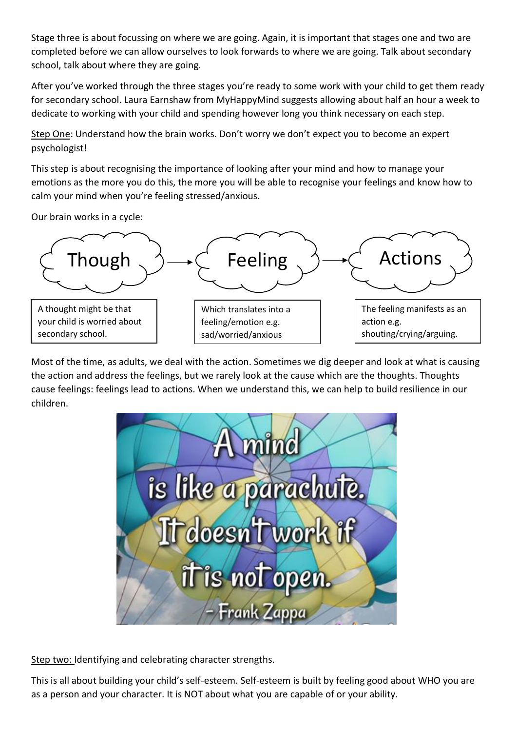Stage three is about focussing on where we are going. Again, it is important that stages one and two are completed before we can allow ourselves to look forwards to where we are going. Talk about secondary school, talk about where they are going.

After you've worked through the three stages you're ready to some work with your child to get them ready for secondary school. Laura Earnshaw from MyHappyMind suggests allowing about half an hour a week to dedicate to working with your child and spending however long you think necessary on each step.

Step One: Understand how the brain works. Don't worry we don't expect you to become an expert psychologist!

This step is about recognising the importance of looking after your mind and how to manage your emotions as the more you do this, the more you will be able to recognise your feelings and know how to calm your mind when you're feeling stressed/anxious.

Our brain works in a cycle:

Though → Feeling → Actions

A thought might be that your child is worried about secondary school.

Which translates into a feeling/emotion e.g. sad/worried/anxious

The feeling manifests as an action e.g. shouting/crying/arguing.

Most of the time, as adults, we deal with the action. Sometimes we dig deeper and look at what is causing the action and address the feelings, but we rarely look at the cause which are the thoughts. Thoughts cause feelings: feelings lead to actions. When we understand this, we can help to build resilience in our children.

A mind is like a parachute. It doesn't work if it is not open. - Frank Zappa

Step two: Identifying and celebrating character strengths.

This is all about building your child's self-esteem. Self-esteem is built by feeling good about WHO you are as a person and your character. It is NOT about what you are capable of or your ability.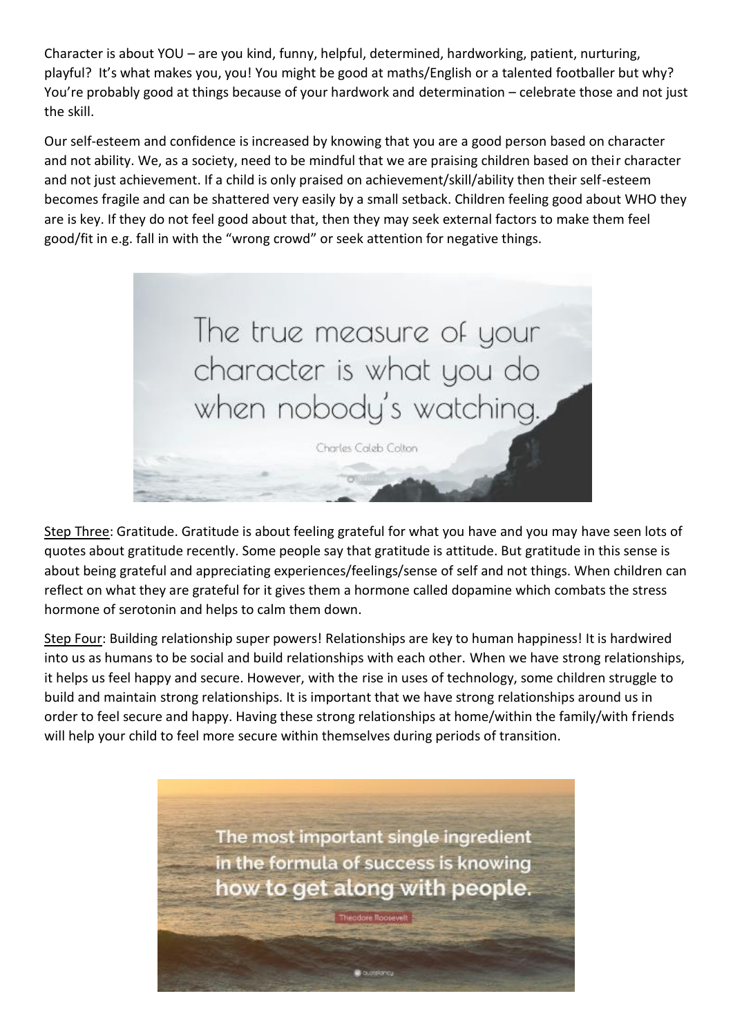Character is about YOU – are you kind, funny, helpful, determined, hardworking, patient, nurturing, playful? It's what makes you, you! You might be good at maths/English or a talented footballer but why? You're probably good at things because of your hardwork and determination – celebrate those and not just the skill.

Our self-esteem and confidence is increased by knowing that you are a good person based on character and not ability. We, as a society, need to be mindful that we are praising children based on their character and not just achievement. If a child is only praised on achievement/skill/ability then their self-esteem becomes fragile and can be shattered very easily by a small setback. Children feeling good about WHO they are is key. If they do not feel good about that, then they may seek external factors to make them feel good/fit in e.g. fall in with the "wrong crowd" or seek attention for negative things.

> The true measure of your character is what you do when nobody's watching.
>
> Charles Caleb Colton

Step Three: Gratitude. Gratitude is about feeling grateful for what you have and you may have seen lots of quotes about gratitude recently. Some people say that gratitude is attitude. But gratitude in this sense is about being grateful and appreciating experiences/feelings/sense of self and not things. When children can reflect on what they are grateful for it gives them a hormone called dopamine which combats the stress hormone of serotonin and helps to calm them down.

Step Four: Building relationship super powers! Relationships are key to human happiness! It is hardwired into us as humans to be social and build relationships with each other. When we have strong relationships, it helps us feel happy and secure. However, with the rise in uses of technology, some children struggle to build and maintain strong relationships. It is important that we have strong relationships around us in order to feel secure and happy. Having these strong relationships at home/within the family/with friends will help your child to feel more secure within themselves during periods of transition.

> The most important single ingredient in the formula of success is knowing how to get along with people.
>
> Theodore Roosevelt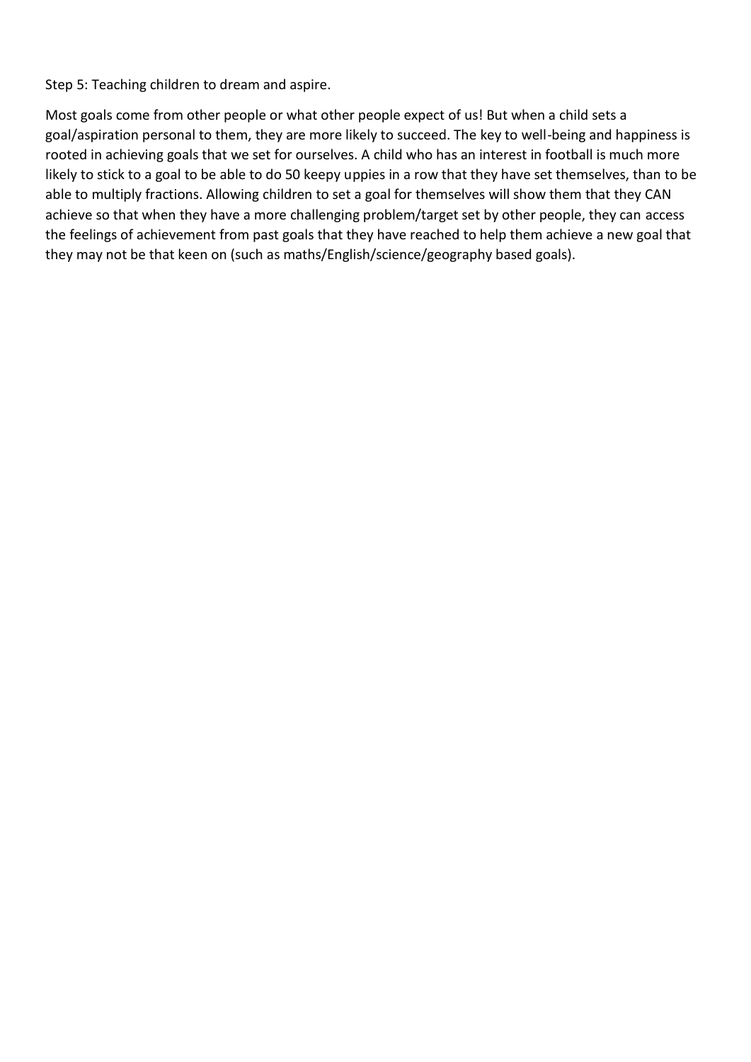Step 5: Teaching children to dream and aspire.

Most goals come from other people or what other people expect of us! But when a child sets a goal/aspiration personal to them, they are more likely to succeed. The key to well-being and happiness is rooted in achieving goals that we set for ourselves. A child who has an interest in football is much more likely to stick to a goal to be able to do 50 keepy uppies in a row that they have set themselves, than to be able to multiply fractions. Allowing children to set a goal for themselves will show them that they CAN achieve so that when they have a more challenging problem/target set by other people, they can access the feelings of achievement from past goals that they have reached to help them achieve a new goal that they may not be that keen on (such as maths/English/science/geography based goals).